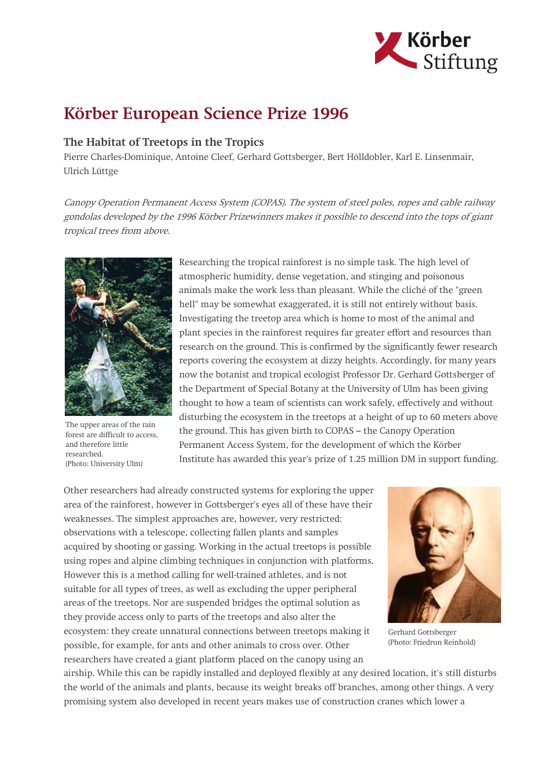# Körber European Science Prize 1996

## The Habitat of Treetops in the Tropics

Pierre Charles-Dominique, Antoine Cleef, Gerhard Gottsberger, Bert Hölldobler, Karl E. Linsenmair, Ulrich Lüttge

*Canopy Operation Permanent Access System (COPAS). The system of steel poles, ropes and cable railway gondolas developed by the 1996 Körber Prizewinners makes it possible to descend into the tops of giant tropical trees from above.*

The upper areas of the rain forest are difficult to access, and therefore little researched.
(Photo: University Ulm)

Researching the tropical rainforest is no simple task. The high level of atmospheric humidity, dense vegetation, and stinging and poisonous animals make the work less than pleasant. While the cliché of the "green hell" may be somewhat exaggerated, it is still not entirely without basis. Investigating the treetop area which is home to most of the animal and plant species in the rainforest requires far greater effort and resources than research on the ground. This is confirmed by the significantly fewer research reports covering the ecosystem at dizzy heights. Accordingly, for many years now the botanist and tropical ecologist Professor Dr. Gerhard Gottsberger of the Department of Special Botany at the University of Ulm has been giving thought to how a team of scientists can work safely, effectively and without disturbing the ecosystem in the treetops at a height of up to 60 meters above the ground. This has given birth to COPAS – the Canopy Operation Permanent Access System, for the development of which the Körber Institute has awarded this year's prize of 1.25 million DM in support funding.

Gerhard Gottsberger
(Photo: Friedrun Reinhold)

Other researchers had already constructed systems for exploring the upper area of the rainforest, however in Gottsberger's eyes all of these have their weaknesses. The simplest approaches are, however, very restricted: observations with a telescope, collecting fallen plants and samples acquired by shooting or gassing. Working in the actual treetops is possible using ropes and alpine climbing techniques in conjunction with platforms. However this is a method calling for well-trained athletes, and is not suitable for all types of trees, as well as excluding the upper peripheral areas of the treetops. Nor are suspended bridges the optimal solution as they provide access only to parts of the treetops and also alter the ecosystem: they create unnatural connections between treetops making it possible, for example, for ants and other animals to cross over. Other researchers have created a giant platform placed on the canopy using an airship. While this can be rapidly installed and deployed flexibly at any desired location, it's still disturbs the world of the animals and plants, because its weight breaks off branches, among other things. A very promising system also developed in recent years makes use of construction cranes which lower a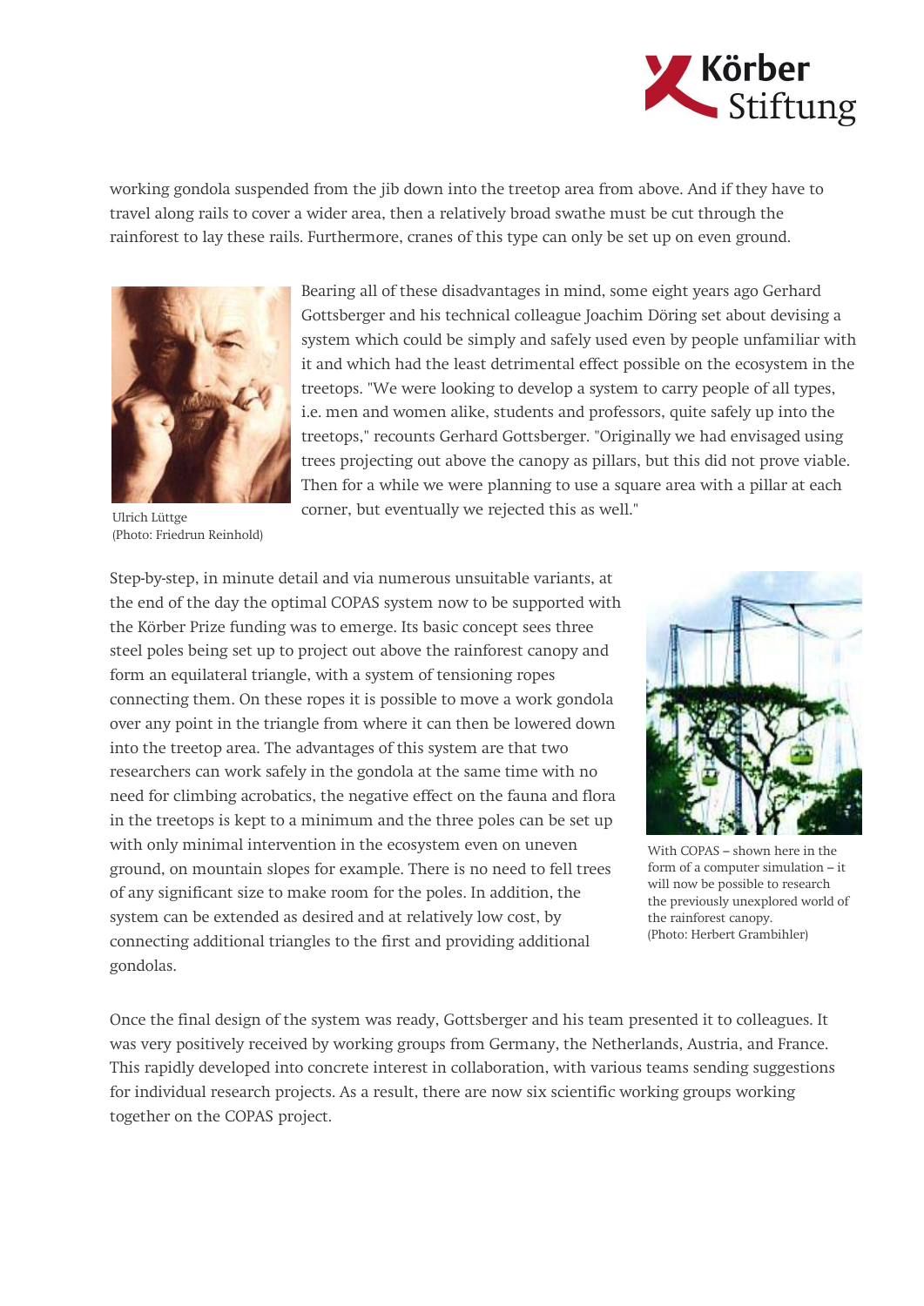working gondola suspended from the jib down into the treetop area from above. And if they have to travel along rails to cover a wider area, then a relatively broad swathe must be cut through the rainforest to lay these rails. Furthermore, cranes of this type can only be set up on even ground.

Ulrich Lüttge
(Photo: Friedrun Reinhold)

Bearing all of these disadvantages in mind, some eight years ago Gerhard Gottsberger and his technical colleague Joachim Döring set about devising a system which could be simply and safely used even by people unfamiliar with it and which had the least detrimental effect possible on the ecosystem in the treetops. "We were looking to develop a system to carry people of all types, i.e. men and women alike, students and professors, quite safely up into the treetops," recounts Gerhard Gottsberger. "Originally we had envisaged using trees projecting out above the canopy as pillars, but this did not prove viable. Then for a while we were planning to use a square area with a pillar at each corner, but eventually we rejected this as well."

Step-by-step, in minute detail and via numerous unsuitable variants, at the end of the day the optimal COPAS system now to be supported with the Körber Prize funding was to emerge. Its basic concept sees three steel poles being set up to project out above the rainforest canopy and form an equilateral triangle, with a system of tensioning ropes connecting them. On these ropes it is possible to move a work gondola over any point in the triangle from where it can then be lowered down into the treetop area. The advantages of this system are that two researchers can work safely in the gondola at the same time with no need for climbing acrobatics, the negative effect on the fauna and flora in the treetops is kept to a minimum and the three poles can be set up with only minimal intervention in the ecosystem even on uneven ground, on mountain slopes for example. There is no need to fell trees of any significant size to make room for the poles. In addition, the system can be extended as desired and at relatively low cost, by connecting additional triangles to the first and providing additional gondolas.

With COPAS – shown here in the form of a computer simulation – it will now be possible to research the previously unexplored world of the rainforest canopy.
(Photo: Herbert Grambihler)

Once the final design of the system was ready, Gottsberger and his team presented it to colleagues. It was very positively received by working groups from Germany, the Netherlands, Austria, and France. This rapidly developed into concrete interest in collaboration, with various teams sending suggestions for individual research projects. As a result, there are now six scientific working groups working together on the COPAS project.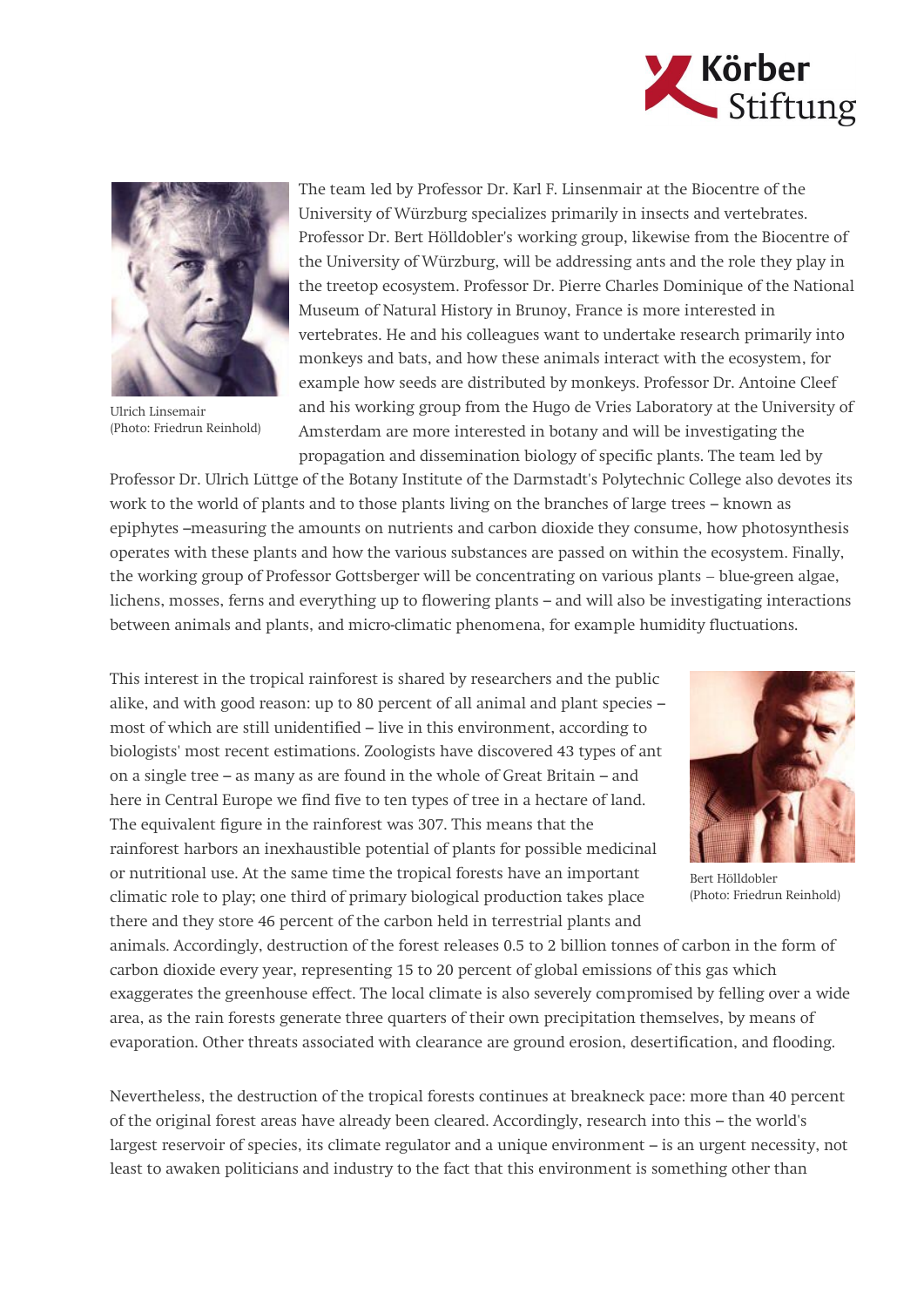The team led by Professor Dr. Karl F. Linsenmair at the Biocentre of the University of Würzburg specializes primarily in insects and vertebrates. Professor Dr. Bert Hölldobler's working group, likewise from the Biocentre of the University of Würzburg, will be addressing ants and the role they play in the treetop ecosystem. Professor Dr. Pierre Charles Dominique of the National Museum of Natural History in Brunoy, France is more interested in vertebrates. He and his colleagues want to undertake research primarily into monkeys and bats, and how these animals interact with the ecosystem, for example how seeds are distributed by monkeys. Professor Dr. Antoine Cleef and his working group from the Hugo de Vries Laboratory at the University of Amsterdam are more interested in botany and will be investigating the propagation and dissemination biology of specific plants. The team led by Professor Dr. Ulrich Lüttge of the Botany Institute of the Darmstadt's Polytechnic College also devotes its work to the world of plants and to those plants living on the branches of large trees – known as epiphytes –measuring the amounts on nutrients and carbon dioxide they consume, how photosynthesis operates with these plants and how the various substances are passed on within the ecosystem. Finally, the working group of Professor Gottsberger will be concentrating on various plants – blue-green algae, lichens, mosses, ferns and everything up to flowering plants – and will also be investigating interactions between animals and plants, and micro-climatic phenomena, for example humidity fluctuations.

Ulrich Linsemair
(Photo: Friedrun Reinhold)

This interest in the tropical rainforest is shared by researchers and the public alike, and with good reason: up to 80 percent of all animal and plant species – most of which are still unidentified – live in this environment, according to biologists' most recent estimations. Zoologists have discovered 43 types of ant on a single tree – as many as are found in the whole of Great Britain – and here in Central Europe we find five to ten types of tree in a hectare of land. The equivalent figure in the rainforest was 307. This means that the rainforest harbors an inexhaustible potential of plants for possible medicinal or nutritional use. At the same time the tropical forests have an important climatic role to play; one third of primary biological production takes place there and they store 46 percent of the carbon held in terrestrial plants and animals. Accordingly, destruction of the forest releases 0.5 to 2 billion tonnes of carbon in the form of carbon dioxide every year, representing 15 to 20 percent of global emissions of this gas which exaggerates the greenhouse effect. The local climate is also severely compromised by felling over a wide area, as the rain forests generate three quarters of their own precipitation themselves, by means of evaporation. Other threats associated with clearance are ground erosion, desertification, and flooding.

Bert Hölldobler
(Photo: Friedrun Reinhold)

Nevertheless, the destruction of the tropical forests continues at breakneck pace: more than 40 percent of the original forest areas have already been cleared. Accordingly, research into this – the world's largest reservoir of species, its climate regulator and a unique environment – is an urgent necessity, not least to awaken politicians and industry to the fact that this environment is something other than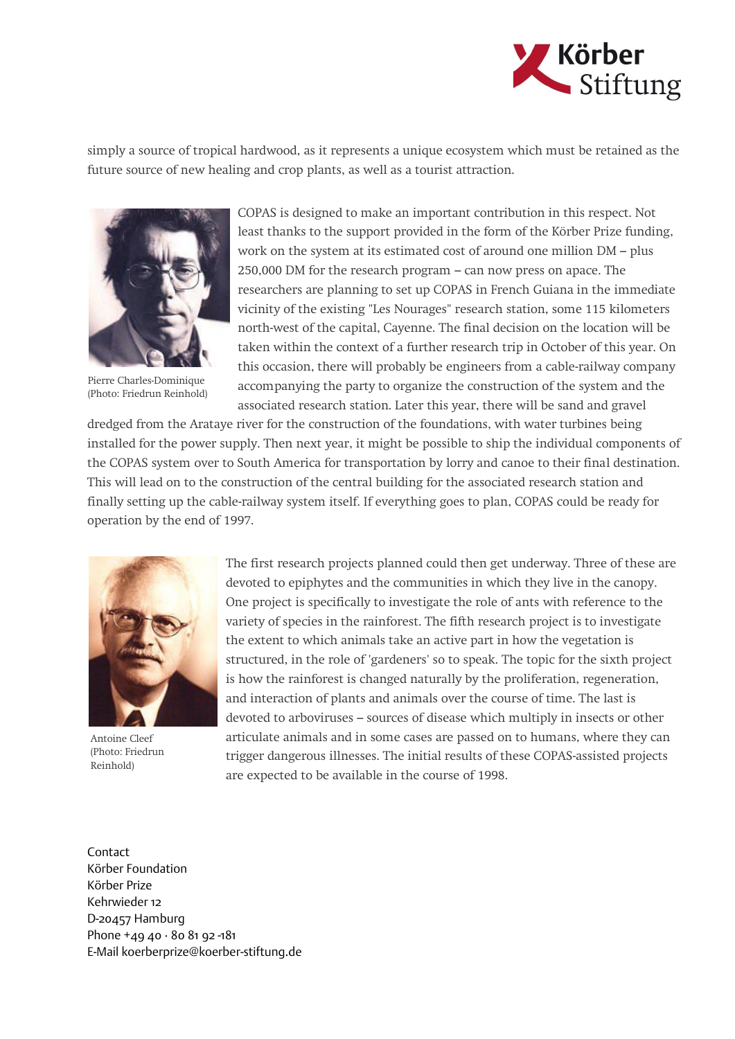simply a source of tropical hardwood, as it represents a unique ecosystem which must be retained as the future source of new healing and crop plants, as well as a tourist attraction.

Pierre Charles-Dominique
(Photo: Friedrun Reinhold)

COPAS is designed to make an important contribution in this respect. Not least thanks to the support provided in the form of the Körber Prize funding, work on the system at its estimated cost of around one million DM – plus 250,000 DM for the research program – can now press on apace. The researchers are planning to set up COPAS in French Guiana in the immediate vicinity of the existing "Les Nourages" research station, some 115 kilometers north-west of the capital, Cayenne. The final decision on the location will be taken within the context of a further research trip in October of this year. On this occasion, there will probably be engineers from a cable-railway company accompanying the party to organize the construction of the system and the associated research station. Later this year, there will be sand and gravel dredged from the Arataye river for the construction of the foundations, with water turbines being installed for the power supply. Then next year, it might be possible to ship the individual components of the COPAS system over to South America for transportation by lorry and canoe to their final destination. This will lead on to the construction of the central building for the associated research station and finally setting up the cable-railway system itself. If everything goes to plan, COPAS could be ready for operation by the end of 1997.

Antoine Cleef
(Photo: Friedrun Reinhold)

The first research projects planned could then get underway. Three of these are devoted to epiphytes and the communities in which they live in the canopy. One project is specifically to investigate the role of ants with reference to the variety of species in the rainforest. The fifth research project is to investigate the extent to which animals take an active part in how the vegetation is structured, in the role of 'gardeners' so to speak. The topic for the sixth project is how the rainforest is changed naturally by the proliferation, regeneration, and interaction of plants and animals over the course of time. The last is devoted to arboviruses – sources of disease which multiply in insects or other articulate animals and in some cases are passed on to humans, where they can trigger dangerous illnesses. The initial results of these COPAS-assisted projects are expected to be available in the course of 1998.

Contact
Körber Foundation
Körber Prize
Kehrwieder 12
D-20457 Hamburg
Phone +49 40 · 80 81 92 -181
E-Mail koerberprize@koerber-stiftung.de